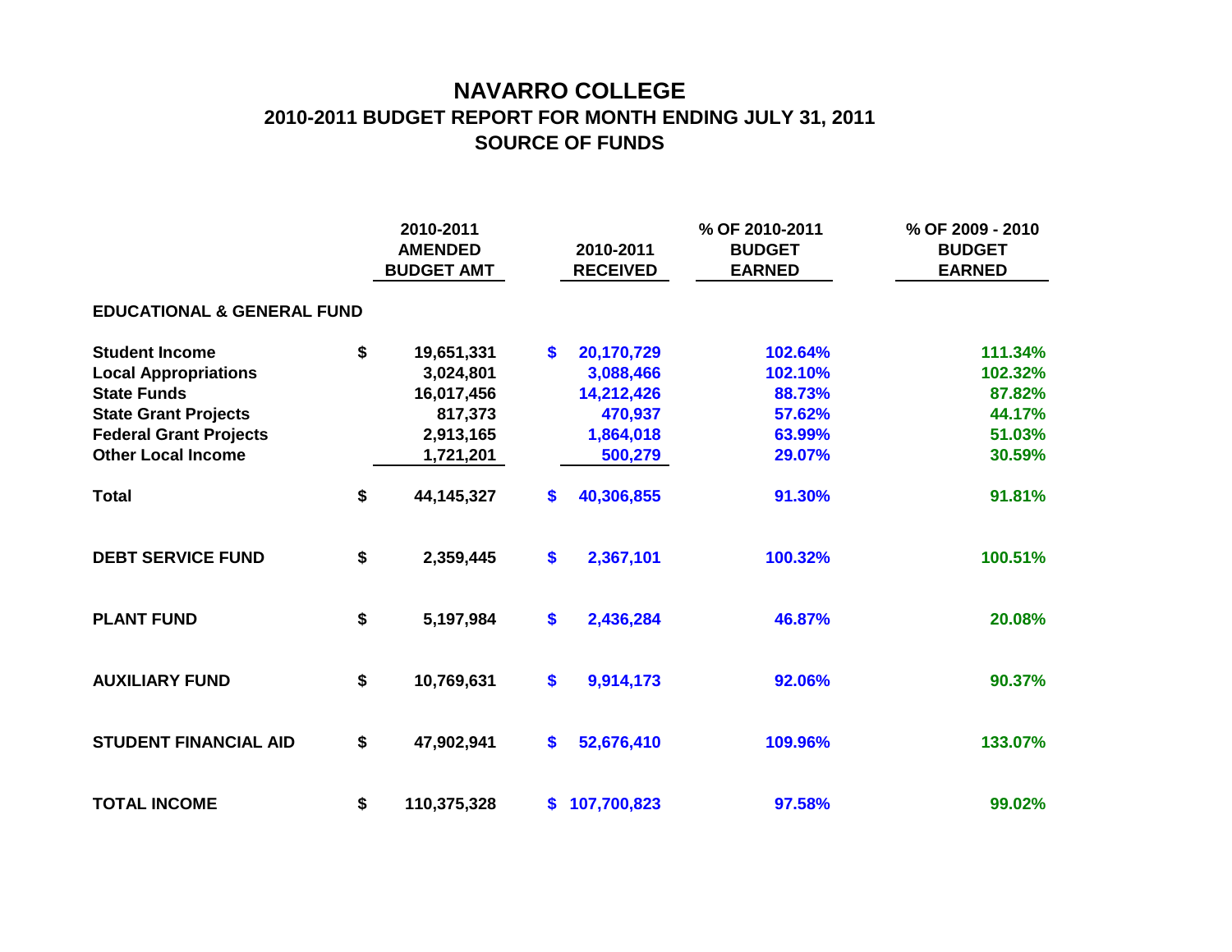# NAVARRO COLLEGE

## 2010-2011 BUDGET REPORT FOR MONTH ENDING JULY 31, 2011

## SOURCE OF FUNDS

| | 2010-2011 AMENDED BUDGET AMT | 2010-2011 RECEIVED | % OF 2010-2011 BUDGET EARNED | % OF 2009 - 2010 BUDGET EARNED |
|---|---|---|---|---|
| **EDUCATIONAL & GENERAL FUND** | | | | |
| **Student Income** | $ 19,651,331 | $ 20,170,729 | 102.64% | 111.34% |
| **Local Appropriations** | 3,024,801 | 3,088,466 | 102.10% | 102.32% |
| **State Funds** | 16,017,456 | 14,212,426 | 88.73% | 87.82% |
| **State Grant Projects** | 817,373 | 470,937 | 57.62% | 44.17% |
| **Federal Grant Projects** | 2,913,165 | 1,864,018 | 63.99% | 51.03% |
| **Other Local Income** | 1,721,201 | 500,279 | 29.07% | 30.59% |
| **Total** | $ 44,145,327 | $ 40,306,855 | 91.30% | 91.81% |
| **DEBT SERVICE FUND** | $ 2,359,445 | $ 2,367,101 | 100.32% | 100.51% |
| **PLANT FUND** | $ 5,197,984 | $ 2,436,284 | 46.87% | 20.08% |
| **AUXILIARY FUND** | $ 10,769,631 | $ 9,914,173 | 92.06% | 90.37% |
| **STUDENT FINANCIAL AID** | $ 47,902,941 | $ 52,676,410 | 109.96% | 133.07% |
| **TOTAL INCOME** | $ 110,375,328 | $ 107,700,823 | 97.58% | 99.02% |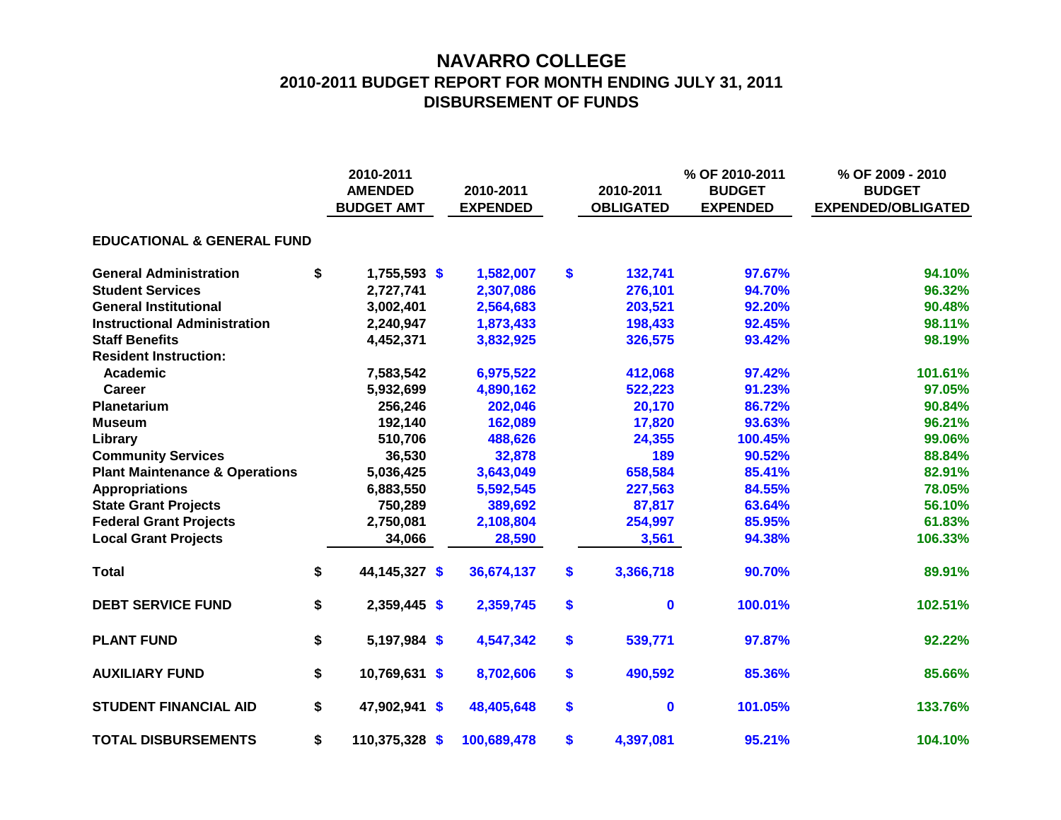# NAVARRO COLLEGE
## 2010-2011 BUDGET REPORT FOR MONTH ENDING JULY 31, 2011
## DISBURSEMENT OF FUNDS

| | 2010-2011 AMENDED BUDGET AMT | 2010-2011 EXPENDED | 2010-2011 OBLIGATED | % OF 2010-2011 BUDGET EXPENDED | % OF 2009 - 2010 BUDGET EXPENDED/OBLIGATED |
|---|---|---|---|---|---|
| **EDUCATIONAL & GENERAL FUND** | | | | | |
| **General Administration** | $ 1,755,593 | $ 1,582,007 | $ 132,741 | 97.67% | 94.10% |
| **Student Services** | 2,727,741 | 2,307,086 | 276,101 | 94.70% | 96.32% |
| **General Institutional** | 3,002,401 | 2,564,683 | 203,521 | 92.20% | 90.48% |
| **Instructional Administration** | 2,240,947 | 1,873,433 | 198,433 | 92.45% | 98.11% |
| **Staff Benefits** | 4,452,371 | 3,832,925 | 326,575 | 93.42% | 98.19% |
| **Resident Instruction:** | | | | | |
| Academic | 7,583,542 | 6,975,522 | 412,068 | 97.42% | 101.61% |
| Career | 5,932,699 | 4,890,162 | 522,223 | 91.23% | 97.05% |
| **Planetarium** | 256,246 | 202,046 | 20,170 | 86.72% | 90.84% |
| **Museum** | 192,140 | 162,089 | 17,820 | 93.63% | 96.21% |
| **Library** | 510,706 | 488,626 | 24,355 | 100.45% | 99.06% |
| **Community Services** | 36,530 | 32,878 | 189 | 90.52% | 88.84% |
| **Plant Maintenance & Operations** | 5,036,425 | 3,643,049 | 658,584 | 85.41% | 82.91% |
| **Appropriations** | 6,883,550 | 5,592,545 | 227,563 | 84.55% | 78.05% |
| **State Grant Projects** | 750,289 | 389,692 | 87,817 | 63.64% | 56.10% |
| **Federal Grant Projects** | 2,750,081 | 2,108,804 | 254,997 | 85.95% | 61.83% |
| **Local Grant Projects** | 34,066 | 28,590 | 3,561 | 94.38% | 106.33% |
| **Total** | $ 44,145,327 | $ 36,674,137 | $ 3,366,718 | 90.70% | 89.91% |
| **DEBT SERVICE FUND** | $ 2,359,445 | $ 2,359,745 | $ 0 | 100.01% | 102.51% |
| **PLANT FUND** | $ 5,197,984 | $ 4,547,342 | $ 539,771 | 97.87% | 92.22% |
| **AUXILIARY FUND** | $ 10,769,631 | $ 8,702,606 | $ 490,592 | 85.36% | 85.66% |
| **STUDENT FINANCIAL AID** | $ 47,902,941 | $ 48,405,648 | $ 0 | 101.05% | 133.76% |
| **TOTAL DISBURSEMENTS** | $ 110,375,328 | $ 100,689,478 | $ 4,397,081 | 95.21% | 104.10% |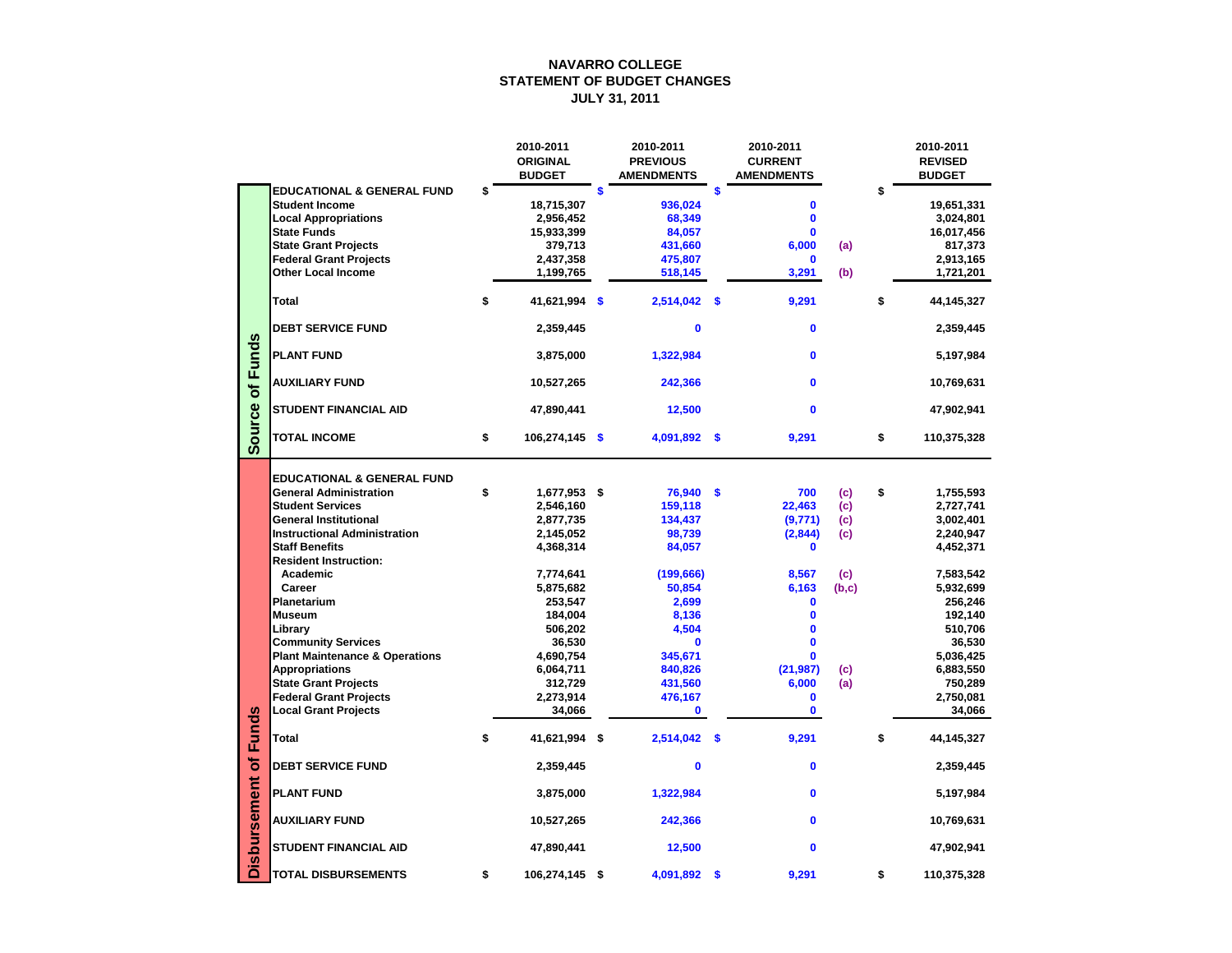# NAVARRO COLLEGE
## STATEMENT OF BUDGET CHANGES
### JULY 31, 2011

| | | 2010-2011 ORIGINAL BUDGET | 2010-2011 PREVIOUS AMENDMENTS | 2010-2011 CURRENT AMENDMENTS | | 2010-2011 REVISED BUDGET |
|---|---|---|---|---|---|---|
| **Source of Funds** | **EDUCATIONAL & GENERAL FUND** | $ | $ | $ | | $ |
| | **Student Income** | 18,715,307 | 936,024 | 0 | | 19,651,331 |
| | **Local Appropriations** | 2,956,452 | 68,349 | 0 | | 3,024,801 |
| | **State Funds** | 15,933,399 | 84,057 | 0 | | 16,017,456 |
| | **State Grant Projects** | 379,713 | 431,660 | 6,000 | (a) | 817,373 |
| | **Federal Grant Projects** | 2,437,358 | 475,807 | 0 | | 2,913,165 |
| | **Other Local Income** | 1,199,765 | 518,145 | 3,291 | (b) | 1,721,201 |
| | **Total** | $ 41,621,994 | $ 2,514,042 | $ 9,291 | | $ 44,145,327 |
| | **DEBT SERVICE FUND** | 2,359,445 | 0 | 0 | | 2,359,445 |
| | **PLANT FUND** | 3,875,000 | 1,322,984 | 0 | | 5,197,984 |
| | **AUXILIARY FUND** | 10,527,265 | 242,366 | 0 | | 10,769,631 |
| | **STUDENT FINANCIAL AID** | 47,890,441 | 12,500 | 0 | | 47,902,941 |
| | **TOTAL INCOME** | $ 106,274,145 | $ 4,091,892 | $ 9,291 | | $ 110,375,328 |
| **Disbursement of Funds** | **EDUCATIONAL & GENERAL FUND** | | | | | |
| | **General Administration** | $ 1,677,953 | $ 76,940 | $ 700 | (c) | $ 1,755,593 |
| | **Student Services** | 2,546,160 | 159,118 | 22,463 | (c) | 2,727,741 |
| | **General Institutional** | 2,877,735 | 134,437 | (9,771) | (c) | 3,002,401 |
| | **Instructional Administration** | 2,145,052 | 98,739 | (2,844) | (c) | 2,240,947 |
| | **Staff Benefits** | 4,368,314 | 84,057 | 0 | | 4,452,371 |
| | **Resident Instruction:** | | | | | |
| | **Academic** | 7,774,641 | (199,666) | 8,567 | (c) | 7,583,542 |
| | **Career** | 5,875,682 | 50,854 | 6,163 | (b,c) | 5,932,699 |
| | **Planetarium** | 253,547 | 2,699 | 0 | | 256,246 |
| | **Museum** | 184,004 | 8,136 | 0 | | 192,140 |
| | **Library** | 506,202 | 4,504 | 0 | | 510,706 |
| | **Community Services** | 36,530 | 0 | 0 | | 36,530 |
| | **Plant Maintenance & Operations** | 4,690,754 | 345,671 | 0 | | 5,036,425 |
| | **Appropriations** | 6,064,711 | 840,826 | (21,987) | (c) | 6,883,550 |
| | **State Grant Projects** | 312,729 | 431,560 | 6,000 | (a) | 750,289 |
| | **Federal Grant Projects** | 2,273,914 | 476,167 | 0 | | 2,750,081 |
| | **Local Grant Projects** | 34,066 | 0 | 0 | | 34,066 |
| | **Total** | $ 41,621,994 | $ 2,514,042 | $ 9,291 | | $ 44,145,327 |
| | **DEBT SERVICE FUND** | 2,359,445 | 0 | 0 | | 2,359,445 |
| | **PLANT FUND** | 3,875,000 | 1,322,984 | 0 | | 5,197,984 |
| | **AUXILIARY FUND** | 10,527,265 | 242,366 | 0 | | 10,769,631 |
| | **STUDENT FINANCIAL AID** | 47,890,441 | 12,500 | 0 | | 47,902,941 |
| | **TOTAL DISBURSEMENTS** | $ 106,274,145 | $ 4,091,892 | $ 9,291 | | $ 110,375,328 |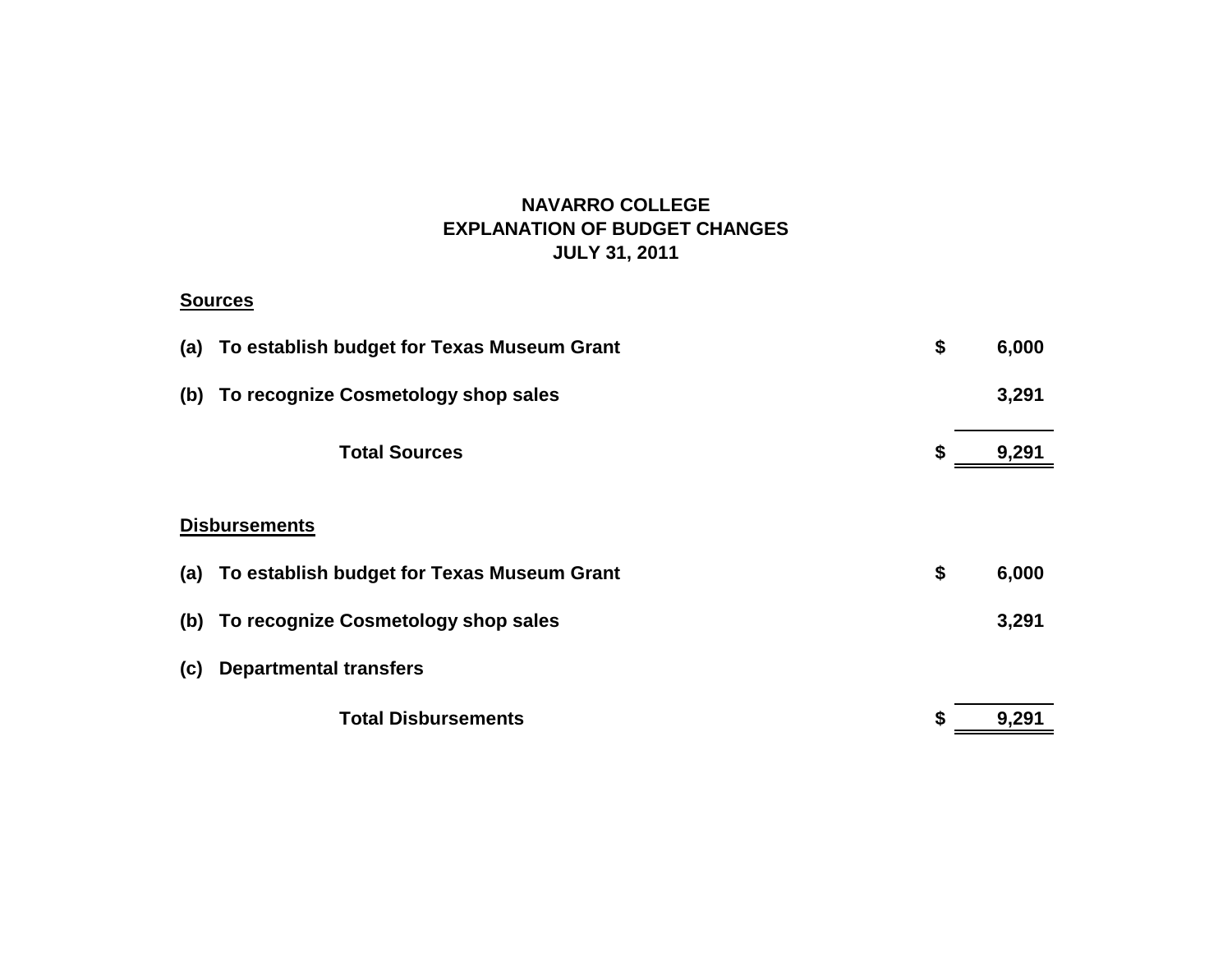# NAVARRO COLLEGE
## EXPLANATION OF BUDGET CHANGES
## JULY 31, 2011

**Sources**

| | | | |
|---|---|---|---|
| **(a)** | **To establish budget for Texas Museum Grant** | **$** | **6,000** |
| **(b)** | **To recognize Cosmetology shop sales** | | **3,291** |
| | **Total Sources** | **$** | **9,291** |

**Disbursements**

| | | | |
|---|---|---|---|
| **(a)** | **To establish budget for Texas Museum Grant** | **$** | **6,000** |
| **(b)** | **To recognize Cosmetology shop sales** | | **3,291** |
| **(c)** | **Departmental transfers** | | |
| | **Total Disbursements** | **$** | **9,291** |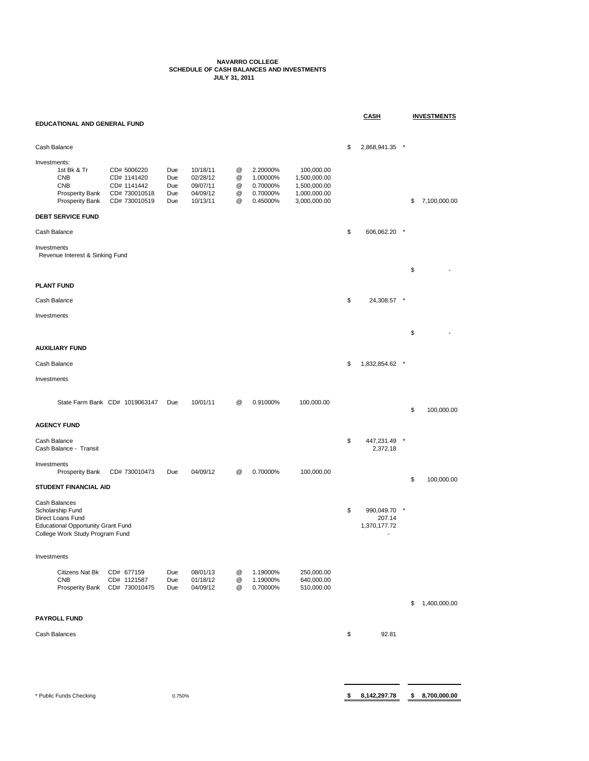# NAVARRO COLLEGE
## SCHEDULE OF CASH BALANCES AND INVESTMENTS
### JULY 31, 2011

| | | | | | | | | CASH | INVESTMENTS |
|---|---|---|---|---|---|---|---|---|---|
| **EDUCATIONAL AND GENERAL FUND** | | | | | | | | | |
| Cash Balance | | | | | | | | $ 2,868,941.35 * | |
| Investments: | | | | | | | | | |
| 1st Bk & Tr | CD# 5006220 | Due | 10/18/11 | @ | 2.20000% | 100,000.00 | | | |
| CNB | CD# 1141420 | Due | 02/28/12 | @ | 1.00000% | 1,500,000.00 | | | |
| CNB | CD# 1141442 | Due | 09/07/11 | @ | 0.70000% | 1,500,000.00 | | | |
| Prosperity Bank | CD# 730010518 | Due | 04/09/12 | @ | 0.70000% | 1,000,000.00 | | | |
| Prosperity Bank | CD# 730010519 | Due | 10/13/11 | @ | 0.45000% | 3,000,000.00 | | | $ 7,100,000.00 |
| **DEBT SERVICE FUND** | | | | | | | | | |
| Cash Balance | | | | | | | | $ 606,062.20 * | |
| Investments | | | | | | | | | |
| Revenue Interest & Sinking Fund | | | | | | | | | $ - |
| **PLANT FUND** | | | | | | | | | |
| Cash Balance | | | | | | | | $ 24,308.57 * | |
| Investments | | | | | | | | | $ - |
| **AUXILIARY FUND** | | | | | | | | | |
| Cash Balance | | | | | | | | $ 1,832,854.62 * | |
| Investments | | | | | | | | | |
| State Farm Bank | CD# 1019063147 | Due | 10/01/11 | @ | 0.91000% | 100,000.00 | | | $ 100,000.00 |
| **AGENCY FUND** | | | | | | | | | |
| Cash Balance | | | | | | | | $ 447,231.49 * | |
| Cash Balance - Transit | | | | | | | | 2,372.18 | |
| Investments | | | | | | | | | |
| Prosperity Bank | CD# 730010473 | Due | 04/09/12 | @ | 0.70000% | 100,000.00 | | | $ 100,000.00 |
| **STUDENT FINANCIAL AID** | | | | | | | | | |
| Cash Balances | | | | | | | | | |
| Scholarship Fund | | | | | | | | $ 990,049.70 * | |
| Direct Loans Fund | | | | | | | | 207.14 | |
| Educational Opportunity Grant Fund | | | | | | | | 1,370,177.72 | |
| College Work Study Program Fund | | | | | | | | - | |
| Investments | | | | | | | | | |
| Citizens Nat Bk | CD# 677159 | Due | 08/01/13 | @ | 1.19000% | 250,000.00 | | | |
| CNB | CD# 1121587 | Due | 01/18/12 | @ | 1.19000% | 640,000.00 | | | |
| Prosperity Bank | CD# 730010475 | Due | 04/09/12 | @ | 0.70000% | 510,000.00 | | | $ 1,400,000.00 |
| **PAYROLL FUND** | | | | | | | | | |
| Cash Balances | | | | | | | | $ 92.81 | |
| * Public Funds Checking | | 0.750% | | | | | | **$ 8,142,297.78** | **$ 8,700,000.00** |